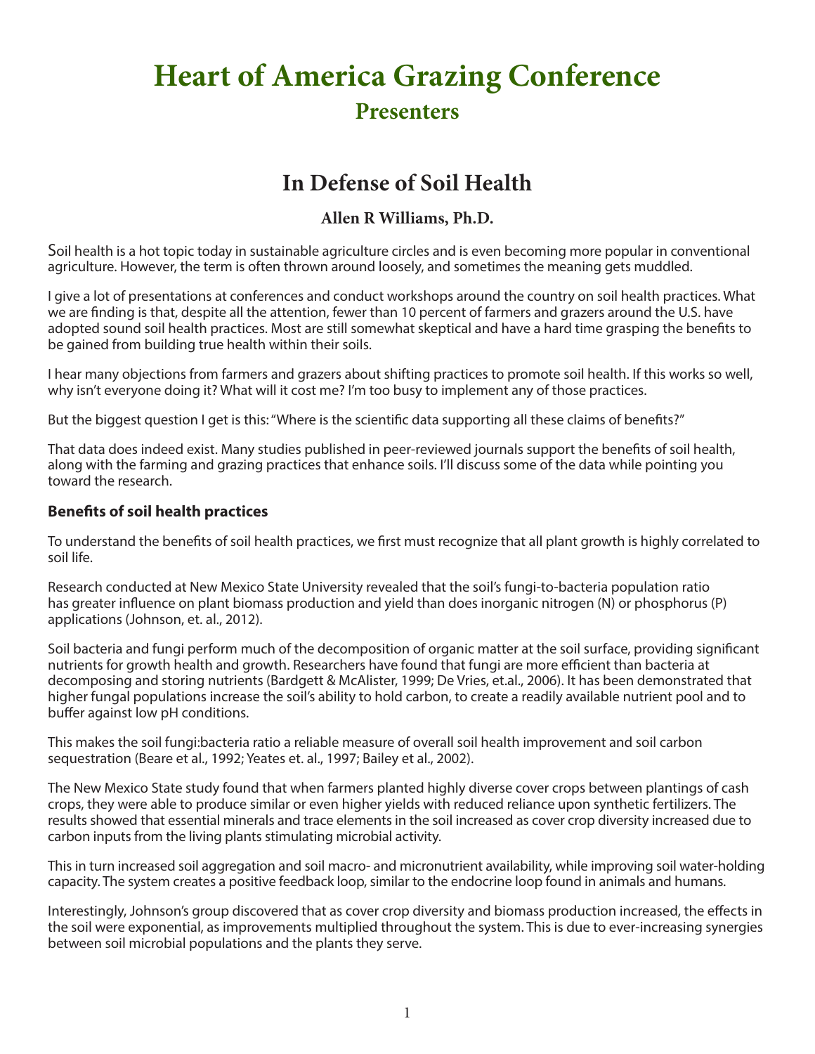# Heart of America Grazing Conference

## Presenters

## In Defense of Soil Health

### Allen R Williams, Ph.D.

Soil health is a hot topic today in sustainable agriculture circles and is even becoming more popular in conventional agriculture. However, the term is often thrown around loosely, and sometimes the meaning gets muddled.

I give a lot of presentations at conferences and conduct workshops around the country on soil health practices. What we are finding is that, despite all the attention, fewer than 10 percent of farmers and grazers around the U.S. have adopted sound soil health practices. Most are still somewhat skeptical and have a hard time grasping the benefits to be gained from building true health within their soils.

I hear many objections from farmers and grazers about shifting practices to promote soil health. If this works so well, why isn't everyone doing it? What will it cost me? I'm too busy to implement any of those practices.

But the biggest question I get is this: "Where is the scientific data supporting all these claims of benefits?"

That data does indeed exist. Many studies published in peer-reviewed journals support the benefits of soil health, along with the farming and grazing practices that enhance soils. I'll discuss some of the data while pointing you toward the research.

#### Benefits of soil health practices

To understand the benefits of soil health practices, we first must recognize that all plant growth is highly correlated to soil life.

Research conducted at New Mexico State University revealed that the soil's fungi-to-bacteria population ratio has greater influence on plant biomass production and yield than does inorganic nitrogen (N) or phosphorus (P) applications (Johnson, et. al., 2012).

Soil bacteria and fungi perform much of the decomposition of organic matter at the soil surface, providing significant nutrients for growth health and growth. Researchers have found that fungi are more efficient than bacteria at decomposing and storing nutrients (Bardgett & McAlister, 1999; De Vries, et.al., 2006). It has been demonstrated that higher fungal populations increase the soil's ability to hold carbon, to create a readily available nutrient pool and to buffer against low pH conditions.

This makes the soil fungi:bacteria ratio a reliable measure of overall soil health improvement and soil carbon sequestration (Beare et al., 1992; Yeates et. al., 1997; Bailey et al., 2002).

The New Mexico State study found that when farmers planted highly diverse cover crops between plantings of cash crops, they were able to produce similar or even higher yields with reduced reliance upon synthetic fertilizers. The results showed that essential minerals and trace elements in the soil increased as cover crop diversity increased due to carbon inputs from the living plants stimulating microbial activity.

This in turn increased soil aggregation and soil macro- and micronutrient availability, while improving soil water-holding capacity. The system creates a positive feedback loop, similar to the endocrine loop found in animals and humans.

Interestingly, Johnson's group discovered that as cover crop diversity and biomass production increased, the effects in the soil were exponential, as improvements multiplied throughout the system. This is due to ever-increasing synergies between soil microbial populations and the plants they serve.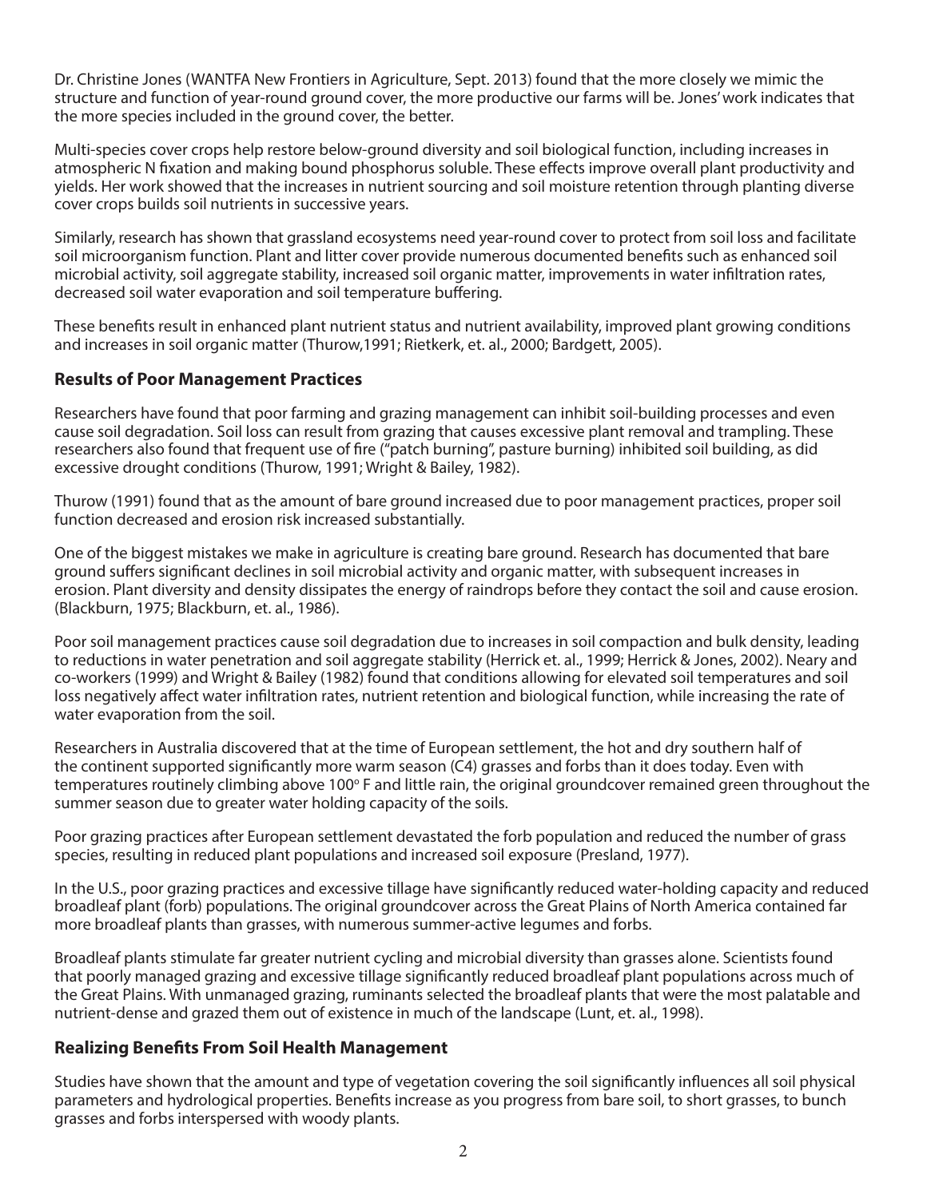Dr. Christine Jones (WANTFA New Frontiers in Agriculture, Sept. 2013) found that the more closely we mimic the structure and function of year-round ground cover, the more productive our farms will be. Jones' work indicates that the more species included in the ground cover, the better.

Multi-species cover crops help restore below-ground diversity and soil biological function, including increases in atmospheric N fixation and making bound phosphorus soluble. These effects improve overall plant productivity and yields. Her work showed that the increases in nutrient sourcing and soil moisture retention through planting diverse cover crops builds soil nutrients in successive years.

Similarly, research has shown that grassland ecosystems need year-round cover to protect from soil loss and facilitate soil microorganism function. Plant and litter cover provide numerous documented benefits such as enhanced soil microbial activity, soil aggregate stability, increased soil organic matter, improvements in water infiltration rates, decreased soil water evaporation and soil temperature buffering.

These benefits result in enhanced plant nutrient status and nutrient availability, improved plant growing conditions and increases in soil organic matter (Thurow,1991; Rietkerk, et. al., 2000; Bardgett, 2005).

## Results of Poor Management Practices

Researchers have found that poor farming and grazing management can inhibit soil-building processes and even cause soil degradation. Soil loss can result from grazing that causes excessive plant removal and trampling. These researchers also found that frequent use of fire ("patch burning", pasture burning) inhibited soil building, as did excessive drought conditions (Thurow, 1991; Wright & Bailey, 1982).

Thurow (1991) found that as the amount of bare ground increased due to poor management practices, proper soil function decreased and erosion risk increased substantially.

One of the biggest mistakes we make in agriculture is creating bare ground. Research has documented that bare ground suffers significant declines in soil microbial activity and organic matter, with subsequent increases in erosion. Plant diversity and density dissipates the energy of raindrops before they contact the soil and cause erosion. (Blackburn, 1975; Blackburn, et. al., 1986).

Poor soil management practices cause soil degradation due to increases in soil compaction and bulk density, leading to reductions in water penetration and soil aggregate stability (Herrick et. al., 1999; Herrick & Jones, 2002). Neary and co-workers (1999) and Wright & Bailey (1982) found that conditions allowing for elevated soil temperatures and soil loss negatively affect water infiltration rates, nutrient retention and biological function, while increasing the rate of water evaporation from the soil.

Researchers in Australia discovered that at the time of European settlement, the hot and dry southern half of the continent supported significantly more warm season (C4) grasses and forbs than it does today. Even with temperatures routinely climbing above 100$^{o}$ F and little rain, the original groundcover remained green throughout the summer season due to greater water holding capacity of the soils.

Poor grazing practices after European settlement devastated the forb population and reduced the number of grass species, resulting in reduced plant populations and increased soil exposure (Presland, 1977).

In the U.S., poor grazing practices and excessive tillage have significantly reduced water-holding capacity and reduced broadleaf plant (forb) populations. The original groundcover across the Great Plains of North America contained far more broadleaf plants than grasses, with numerous summer-active legumes and forbs.

Broadleaf plants stimulate far greater nutrient cycling and microbial diversity than grasses alone. Scientists found that poorly managed grazing and excessive tillage significantly reduced broadleaf plant populations across much of the Great Plains. With unmanaged grazing, ruminants selected the broadleaf plants that were the most palatable and nutrient-dense and grazed them out of existence in much of the landscape (Lunt, et. al., 1998).

## Realizing Benefits From Soil Health Management

Studies have shown that the amount and type of vegetation covering the soil significantly influences all soil physical parameters and hydrological properties. Benefits increase as you progress from bare soil, to short grasses, to bunch grasses and forbs interspersed with woody plants.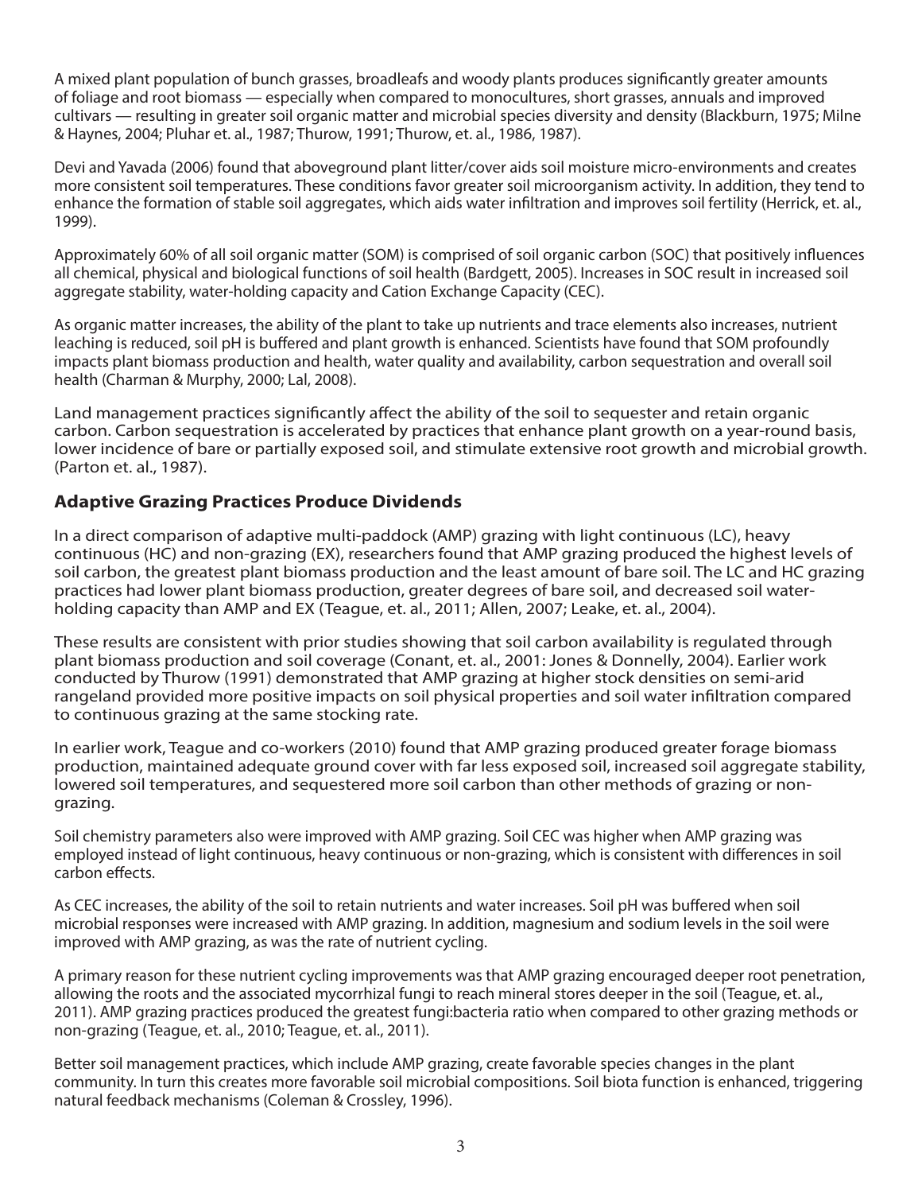A mixed plant population of bunch grasses, broadleafs and woody plants produces significantly greater amounts of foliage and root biomass — especially when compared to monocultures, short grasses, annuals and improved cultivars — resulting in greater soil organic matter and microbial species diversity and density (Blackburn, 1975; Milne & Haynes, 2004; Pluhar et. al., 1987; Thurow, 1991; Thurow, et. al., 1986, 1987).

Devi and Yavada (2006) found that aboveground plant litter/cover aids soil moisture micro-environments and creates more consistent soil temperatures. These conditions favor greater soil microorganism activity. In addition, they tend to enhance the formation of stable soil aggregates, which aids water infiltration and improves soil fertility (Herrick, et. al., 1999).

Approximately 60% of all soil organic matter (SOM) is comprised of soil organic carbon (SOC) that positively influences all chemical, physical and biological functions of soil health (Bardgett, 2005). Increases in SOC result in increased soil aggregate stability, water-holding capacity and Cation Exchange Capacity (CEC).

As organic matter increases, the ability of the plant to take up nutrients and trace elements also increases, nutrient leaching is reduced, soil pH is buffered and plant growth is enhanced. Scientists have found that SOM profoundly impacts plant biomass production and health, water quality and availability, carbon sequestration and overall soil health (Charman & Murphy, 2000; Lal, 2008).

Land management practices significantly affect the ability of the soil to sequester and retain organic carbon. Carbon sequestration is accelerated by practices that enhance plant growth on a year-round basis, lower incidence of bare or partially exposed soil, and stimulate extensive root growth and microbial growth. (Parton et. al., 1987).

## Adaptive Grazing Practices Produce Dividends

In a direct comparison of adaptive multi-paddock (AMP) grazing with light continuous (LC), heavy continuous (HC) and non-grazing (EX), researchers found that AMP grazing produced the highest levels of soil carbon, the greatest plant biomass production and the least amount of bare soil. The LC and HC grazing practices had lower plant biomass production, greater degrees of bare soil, and decreased soil water-holding capacity than AMP and EX (Teague, et. al., 2011; Allen, 2007; Leake, et. al., 2004).

These results are consistent with prior studies showing that soil carbon availability is regulated through plant biomass production and soil coverage (Conant, et. al., 2001: Jones & Donnelly, 2004). Earlier work conducted by Thurow (1991) demonstrated that AMP grazing at higher stock densities on semi-arid rangeland provided more positive impacts on soil physical properties and soil water infiltration compared to continuous grazing at the same stocking rate.

In earlier work, Teague and co-workers (2010) found that AMP grazing produced greater forage biomass production, maintained adequate ground cover with far less exposed soil, increased soil aggregate stability, lowered soil temperatures, and sequestered more soil carbon than other methods of grazing or non-grazing.

Soil chemistry parameters also were improved with AMP grazing. Soil CEC was higher when AMP grazing was employed instead of light continuous, heavy continuous or non-grazing, which is consistent with differences in soil carbon effects.

As CEC increases, the ability of the soil to retain nutrients and water increases. Soil pH was buffered when soil microbial responses were increased with AMP grazing. In addition, magnesium and sodium levels in the soil were improved with AMP grazing, as was the rate of nutrient cycling.

A primary reason for these nutrient cycling improvements was that AMP grazing encouraged deeper root penetration, allowing the roots and the associated mycorrhizal fungi to reach mineral stores deeper in the soil (Teague, et. al., 2011). AMP grazing practices produced the greatest fungi:bacteria ratio when compared to other grazing methods or non-grazing (Teague, et. al., 2010; Teague, et. al., 2011).

Better soil management practices, which include AMP grazing, create favorable species changes in the plant community. In turn this creates more favorable soil microbial compositions. Soil biota function is enhanced, triggering natural feedback mechanisms (Coleman & Crossley, 1996).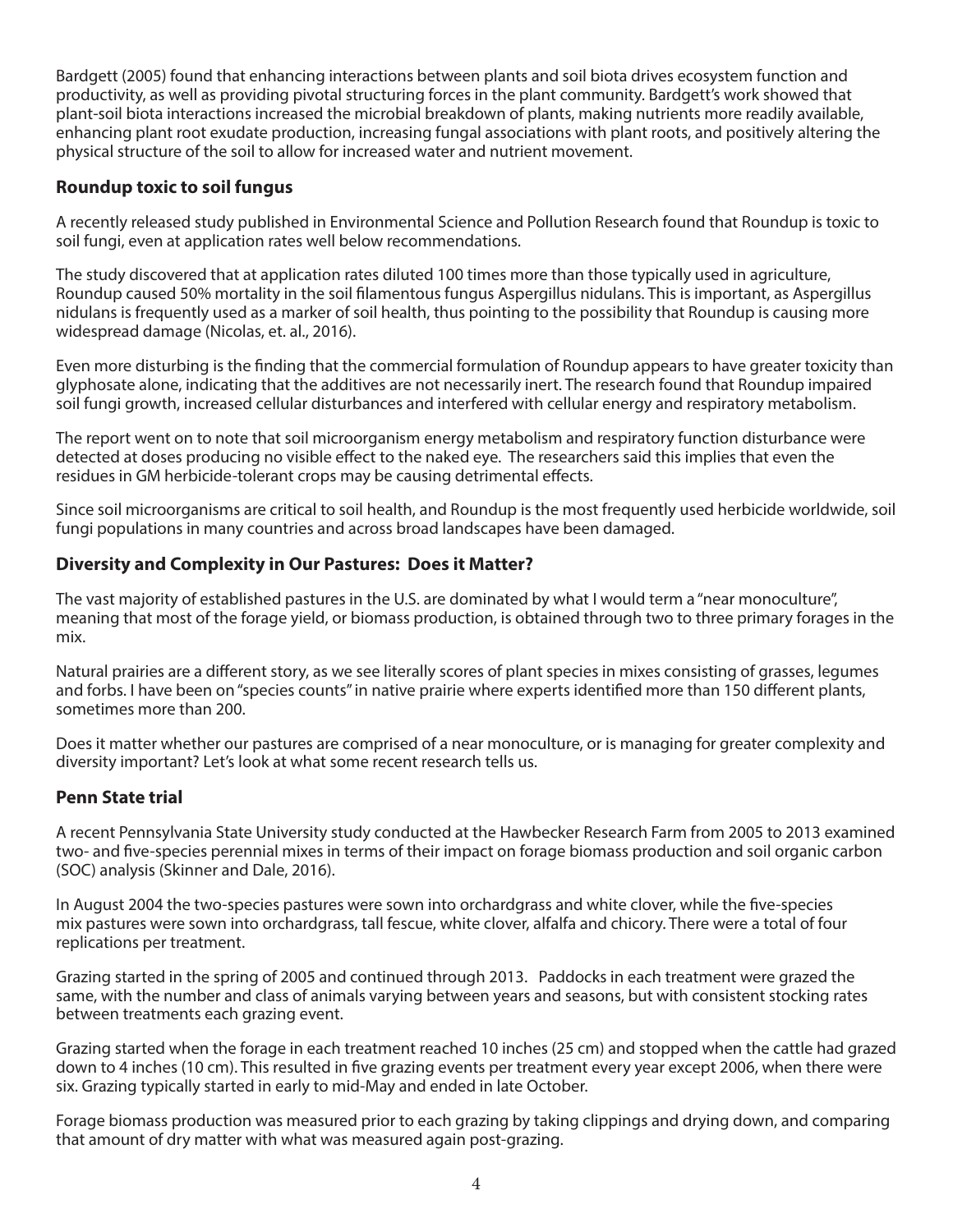Bardgett (2005) found that enhancing interactions between plants and soil biota drives ecosystem function and productivity, as well as providing pivotal structuring forces in the plant community. Bardgett's work showed that plant-soil biota interactions increased the microbial breakdown of plants, making nutrients more readily available, enhancing plant root exudate production, increasing fungal associations with plant roots, and positively altering the physical structure of the soil to allow for increased water and nutrient movement.

## Roundup toxic to soil fungus

A recently released study published in Environmental Science and Pollution Research found that Roundup is toxic to soil fungi, even at application rates well below recommendations.

The study discovered that at application rates diluted 100 times more than those typically used in agriculture, Roundup caused 50% mortality in the soil filamentous fungus Aspergillus nidulans. This is important, as Aspergillus nidulans is frequently used as a marker of soil health, thus pointing to the possibility that Roundup is causing more widespread damage (Nicolas, et. al., 2016).

Even more disturbing is the finding that the commercial formulation of Roundup appears to have greater toxicity than glyphosate alone, indicating that the additives are not necessarily inert. The research found that Roundup impaired soil fungi growth, increased cellular disturbances and interfered with cellular energy and respiratory metabolism.

The report went on to note that soil microorganism energy metabolism and respiratory function disturbance were detected at doses producing no visible effect to the naked eye. The researchers said this implies that even the residues in GM herbicide-tolerant crops may be causing detrimental effects.

Since soil microorganisms are critical to soil health, and Roundup is the most frequently used herbicide worldwide, soil fungi populations in many countries and across broad landscapes have been damaged.

## Diversity and Complexity in Our Pastures: Does it Matter?

The vast majority of established pastures in the U.S. are dominated by what I would term a "near monoculture", meaning that most of the forage yield, or biomass production, is obtained through two to three primary forages in the mix.

Natural prairies are a different story, as we see literally scores of plant species in mixes consisting of grasses, legumes and forbs. I have been on "species counts" in native prairie where experts identified more than 150 different plants, sometimes more than 200.

Does it matter whether our pastures are comprised of a near monoculture, or is managing for greater complexity and diversity important? Let's look at what some recent research tells us.

## Penn State trial

A recent Pennsylvania State University study conducted at the Hawbecker Research Farm from 2005 to 2013 examined two- and five-species perennial mixes in terms of their impact on forage biomass production and soil organic carbon (SOC) analysis (Skinner and Dale, 2016).

In August 2004 the two-species pastures were sown into orchardgrass and white clover, while the five-species mix pastures were sown into orchardgrass, tall fescue, white clover, alfalfa and chicory. There were a total of four replications per treatment.

Grazing started in the spring of 2005 and continued through 2013. Paddocks in each treatment were grazed the same, with the number and class of animals varying between years and seasons, but with consistent stocking rates between treatments each grazing event.

Grazing started when the forage in each treatment reached 10 inches (25 cm) and stopped when the cattle had grazed down to 4 inches (10 cm). This resulted in five grazing events per treatment every year except 2006, when there were six. Grazing typically started in early to mid-May and ended in late October.

Forage biomass production was measured prior to each grazing by taking clippings and drying down, and comparing that amount of dry matter with what was measured again post-grazing.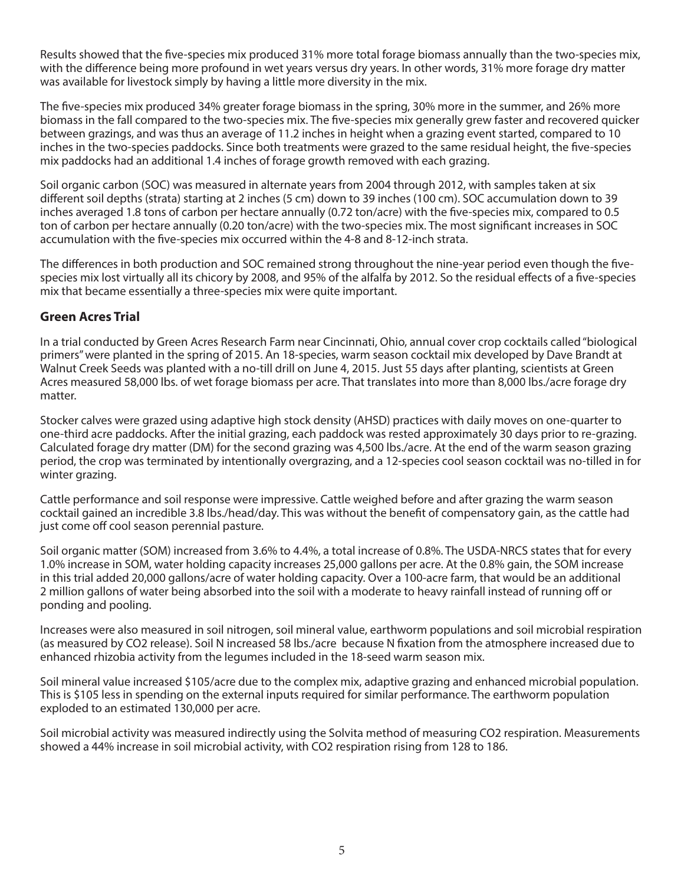Results showed that the five-species mix produced 31% more total forage biomass annually than the two-species mix, with the difference being more profound in wet years versus dry years. In other words, 31% more forage dry matter was available for livestock simply by having a little more diversity in the mix.

The five-species mix produced 34% greater forage biomass in the spring, 30% more in the summer, and 26% more biomass in the fall compared to the two-species mix. The five-species mix generally grew faster and recovered quicker between grazings, and was thus an average of 11.2 inches in height when a grazing event started, compared to 10 inches in the two-species paddocks. Since both treatments were grazed to the same residual height, the five-species mix paddocks had an additional 1.4 inches of forage growth removed with each grazing.

Soil organic carbon (SOC) was measured in alternate years from 2004 through 2012, with samples taken at six different soil depths (strata) starting at 2 inches (5 cm) down to 39 inches (100 cm). SOC accumulation down to 39 inches averaged 1.8 tons of carbon per hectare annually (0.72 ton/acre) with the five-species mix, compared to 0.5 ton of carbon per hectare annually (0.20 ton/acre) with the two-species mix. The most significant increases in SOC accumulation with the five-species mix occurred within the 4-8 and 8-12-inch strata.

The differences in both production and SOC remained strong throughout the nine-year period even though the five-species mix lost virtually all its chicory by 2008, and 95% of the alfalfa by 2012. So the residual effects of a five-species mix that became essentially a three-species mix were quite important.

## Green Acres Trial

In a trial conducted by Green Acres Research Farm near Cincinnati, Ohio, annual cover crop cocktails called "biological primers" were planted in the spring of 2015. An 18-species, warm season cocktail mix developed by Dave Brandt at Walnut Creek Seeds was planted with a no-till drill on June 4, 2015. Just 55 days after planting, scientists at Green Acres measured 58,000 lbs. of wet forage biomass per acre. That translates into more than 8,000 lbs./acre forage dry matter.

Stocker calves were grazed using adaptive high stock density (AHSD) practices with daily moves on one-quarter to one-third acre paddocks. After the initial grazing, each paddock was rested approximately 30 days prior to re-grazing. Calculated forage dry matter (DM) for the second grazing was 4,500 lbs./acre. At the end of the warm season grazing period, the crop was terminated by intentionally overgrazing, and a 12-species cool season cocktail was no-tilled in for winter grazing.

Cattle performance and soil response were impressive. Cattle weighed before and after grazing the warm season cocktail gained an incredible 3.8 lbs./head/day. This was without the benefit of compensatory gain, as the cattle had just come off cool season perennial pasture.

Soil organic matter (SOM) increased from 3.6% to 4.4%, a total increase of 0.8%. The USDA-NRCS states that for every 1.0% increase in SOM, water holding capacity increases 25,000 gallons per acre. At the 0.8% gain, the SOM increase in this trial added 20,000 gallons/acre of water holding capacity. Over a 100-acre farm, that would be an additional 2 million gallons of water being absorbed into the soil with a moderate to heavy rainfall instead of running off or ponding and pooling.

Increases were also measured in soil nitrogen, soil mineral value, earthworm populations and soil microbial respiration (as measured by $CO_2$ release). Soil N increased 58 lbs./acre because N fixation from the atmosphere increased due to enhanced rhizobia activity from the legumes included in the 18-seed warm season mix.

Soil mineral value increased $105/acre due to the complex mix, adaptive grazing and enhanced microbial population. This is $105 less in spending on the external inputs required for similar performance. The earthworm population exploded to an estimated 130,000 per acre.

Soil microbial activity was measured indirectly using the Solvita method of measuring $CO_2$ respiration. Measurements showed a 44% increase in soil microbial activity, with $CO_2$ respiration rising from 128 to 186.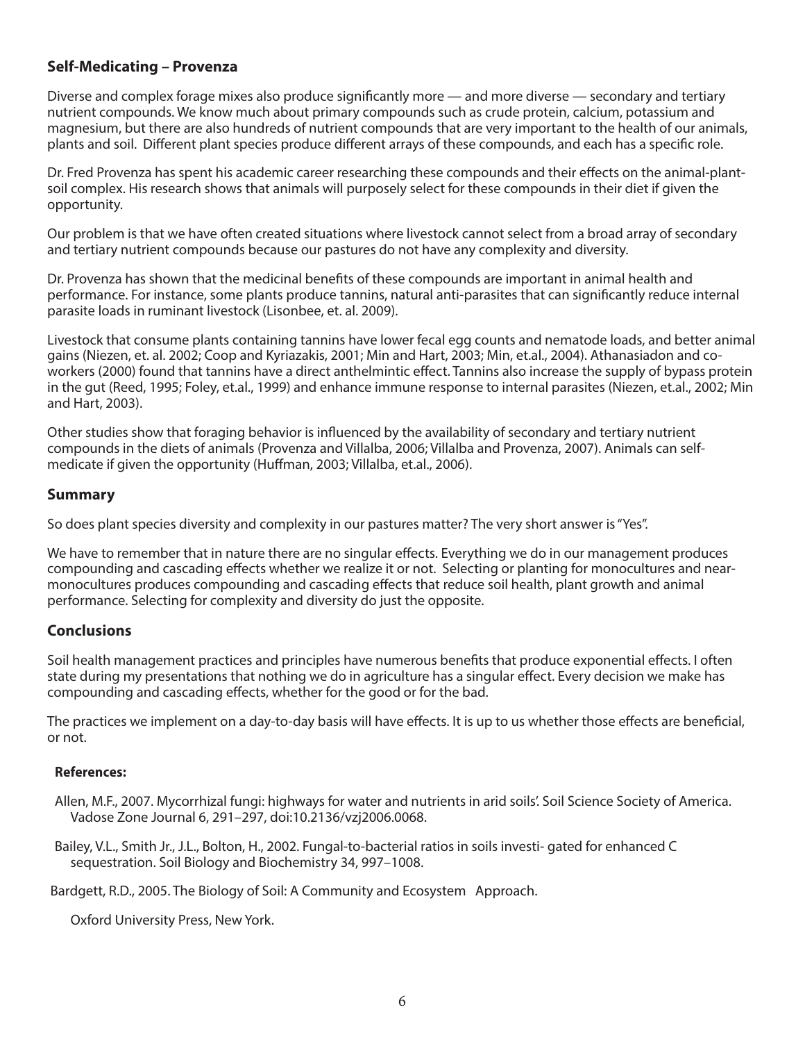### Self-Medicating – Provenza

Diverse and complex forage mixes also produce significantly more — and more diverse — secondary and tertiary nutrient compounds. We know much about primary compounds such as crude protein, calcium, potassium and magnesium, but there are also hundreds of nutrient compounds that are very important to the health of our animals, plants and soil. Different plant species produce different arrays of these compounds, and each has a specific role.

Dr. Fred Provenza has spent his academic career researching these compounds and their effects on the animal-plant-soil complex. His research shows that animals will purposely select for these compounds in their diet if given the opportunity.

Our problem is that we have often created situations where livestock cannot select from a broad array of secondary and tertiary nutrient compounds because our pastures do not have any complexity and diversity.

Dr. Provenza has shown that the medicinal benefits of these compounds are important in animal health and performance. For instance, some plants produce tannins, natural anti-parasites that can significantly reduce internal parasite loads in ruminant livestock (Lisonbee, et. al. 2009).

Livestock that consume plants containing tannins have lower fecal egg counts and nematode loads, and better animal gains (Niezen, et. al. 2002; Coop and Kyriazakis, 2001; Min and Hart, 2003; Min, et.al., 2004). Athanasiadon and co-workers (2000) found that tannins have a direct anthelmintic effect. Tannins also increase the supply of bypass protein in the gut (Reed, 1995; Foley, et.al., 1999) and enhance immune response to internal parasites (Niezen, et.al., 2002; Min and Hart, 2003).

Other studies show that foraging behavior is influenced by the availability of secondary and tertiary nutrient compounds in the diets of animals (Provenza and Villalba, 2006; Villalba and Provenza, 2007). Animals can self-medicate if given the opportunity (Huffman, 2003; Villalba, et.al., 2006).

### Summary

So does plant species diversity and complexity in our pastures matter? The very short answer is "Yes".

We have to remember that in nature there are no singular effects. Everything we do in our management produces compounding and cascading effects whether we realize it or not. Selecting or planting for monocultures and near-monocultures produces compounding and cascading effects that reduce soil health, plant growth and animal performance. Selecting for complexity and diversity do just the opposite.

### Conclusions

Soil health management practices and principles have numerous benefits that produce exponential effects. I often state during my presentations that nothing we do in agriculture has a singular effect. Every decision we make has compounding and cascading effects, whether for the good or for the bad.

The practices we implement on a day-to-day basis will have effects. It is up to us whether those effects are beneficial, or not.

**References:**

Allen, M.F., 2007. Mycorrhizal fungi: highways for water and nutrients in arid soils'. Soil Science Society of America. Vadose Zone Journal 6, 291–297, doi:10.2136/vzj2006.0068.

Bailey, V.L., Smith Jr., J.L., Bolton, H., 2002. Fungal-to-bacterial ratios in soils investi- gated for enhanced C sequestration. Soil Biology and Biochemistry 34, 997–1008.

Bardgett, R.D., 2005. The Biology of Soil: A Community and Ecosystem Approach.

Oxford University Press, New York.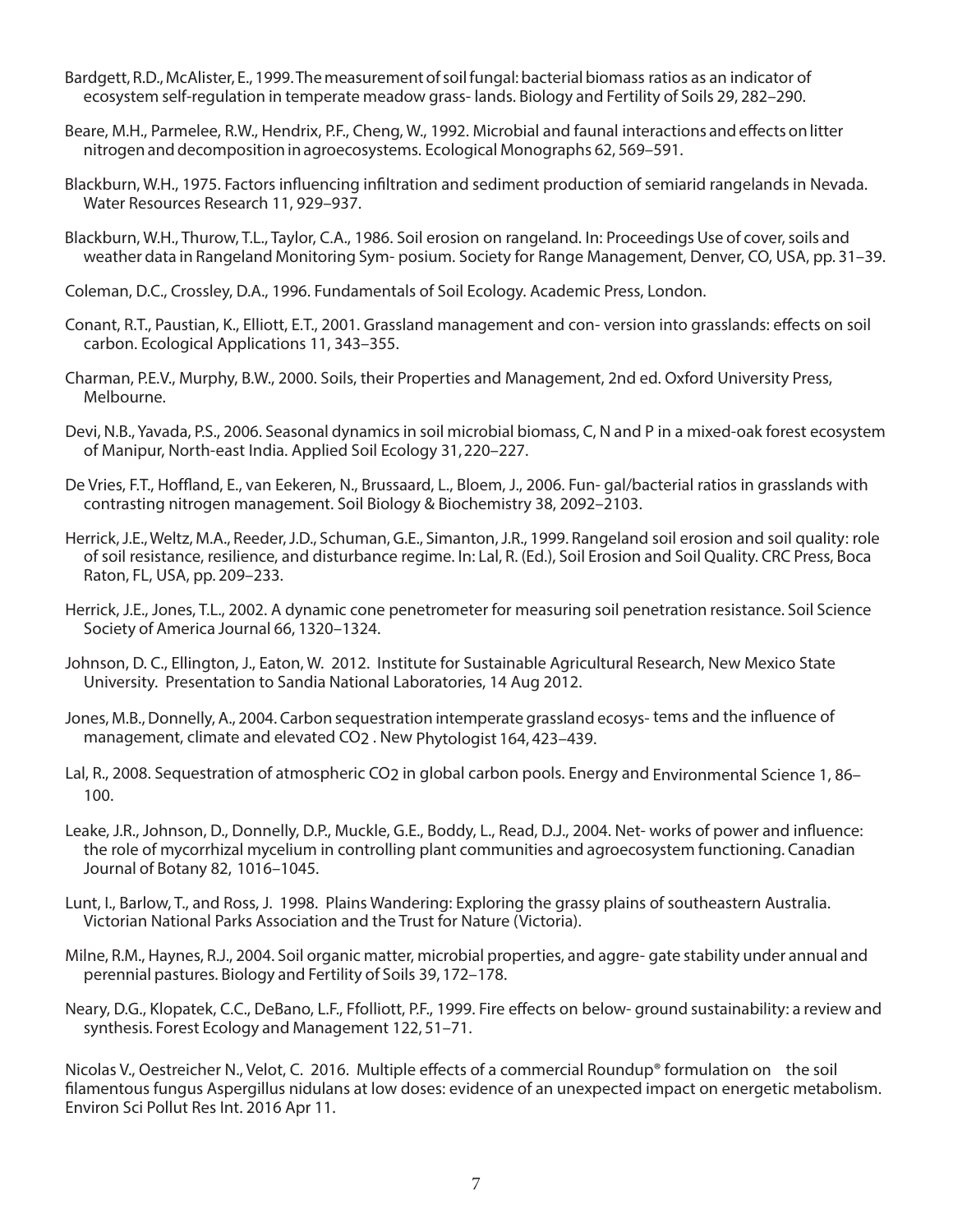Bardgett, R.D., McAlister, E., 1999. The measurement of soil fungal: bacterial biomass ratios as an indicator of ecosystem self-regulation in temperate meadow grass- lands. Biology and Fertility of Soils 29, 282–290.

Beare, M.H., Parmelee, R.W., Hendrix, P.F., Cheng, W., 1992. Microbial and faunal interactions and effects on litter nitrogen and decomposition in agroecosystems. Ecological Monographs 62, 569–591.

Blackburn, W.H., 1975. Factors influencing infiltration and sediment production of semiarid rangelands in Nevada. Water Resources Research 11, 929–937.

Blackburn, W.H., Thurow, T.L., Taylor, C.A., 1986. Soil erosion on rangeland. In: Proceedings Use of cover, soils and weather data in Rangeland Monitoring Sym- posium. Society for Range Management, Denver, CO, USA, pp. 31–39.

Coleman, D.C., Crossley, D.A., 1996. Fundamentals of Soil Ecology. Academic Press, London.

Conant, R.T., Paustian, K., Elliott, E.T., 2001. Grassland management and con- version into grasslands: effects on soil carbon. Ecological Applications 11, 343–355.

Charman, P.E.V., Murphy, B.W., 2000. Soils, their Properties and Management, 2nd ed. Oxford University Press, Melbourne.

Devi, N.B., Yavada, P.S., 2006. Seasonal dynamics in soil microbial biomass, C, N and P in a mixed-oak forest ecosystem of Manipur, North-east India. Applied Soil Ecology 31, 220–227.

De Vries, F.T., Hoffland, E., van Eekeren, N., Brussaard, L., Bloem, J., 2006. Fun- gal/bacterial ratios in grasslands with contrasting nitrogen management. Soil Biology & Biochemistry 38, 2092–2103.

Herrick, J.E., Weltz, M.A., Reeder, J.D., Schuman, G.E., Simanton, J.R., 1999. Rangeland soil erosion and soil quality: role of soil resistance, resilience, and disturbance regime. In: Lal, R. (Ed.), Soil Erosion and Soil Quality. CRC Press, Boca Raton, FL, USA, pp. 209–233.

Herrick, J.E., Jones, T.L., 2002. A dynamic cone penetrometer for measuring soil penetration resistance. Soil Science Society of America Journal 66, 1320–1324.

Johnson, D. C., Ellington, J., Eaton, W. 2012. Institute for Sustainable Agricultural Research, New Mexico State University. Presentation to Sandia National Laboratories, 14 Aug 2012.

Jones, M.B., Donnelly, A., 2004. Carbon sequestration intemperate grassland ecosys- tems and the influence of management, climate and elevated $CO_2$ . New Phytologist 164, 423–439.

Lal, R., 2008. Sequestration of atmospheric $CO_2$ in global carbon pools. Energy and Environmental Science 1, 86–100.

Leake, J.R., Johnson, D., Donnelly, D.P., Muckle, G.E., Boddy, L., Read, D.J., 2004. Net- works of power and influence: the role of mycorrhizal mycelium in controlling plant communities and agroecosystem functioning. Canadian Journal of Botany 82, 1016–1045.

Lunt, I., Barlow, T., and Ross, J. 1998. Plains Wandering: Exploring the grassy plains of southeastern Australia. Victorian National Parks Association and the Trust for Nature (Victoria).

Milne, R.M., Haynes, R.J., 2004. Soil organic matter, microbial properties, and aggre- gate stability under annual and perennial pastures. Biology and Fertility of Soils 39, 172–178.

Neary, D.G., Klopatek, C.C., DeBano, L.F., Ffolliott, P.F., 1999. Fire effects on below- ground sustainability: a review and synthesis. Forest Ecology and Management 122, 51–71.

Nicolas V., Oestreicher N., Velot, C. 2016. Multiple effects of a commercial Roundup® formulation on the soil filamentous fungus Aspergillus nidulans at low doses: evidence of an unexpected impact on energetic metabolism. Environ Sci Pollut Res Int. 2016 Apr 11.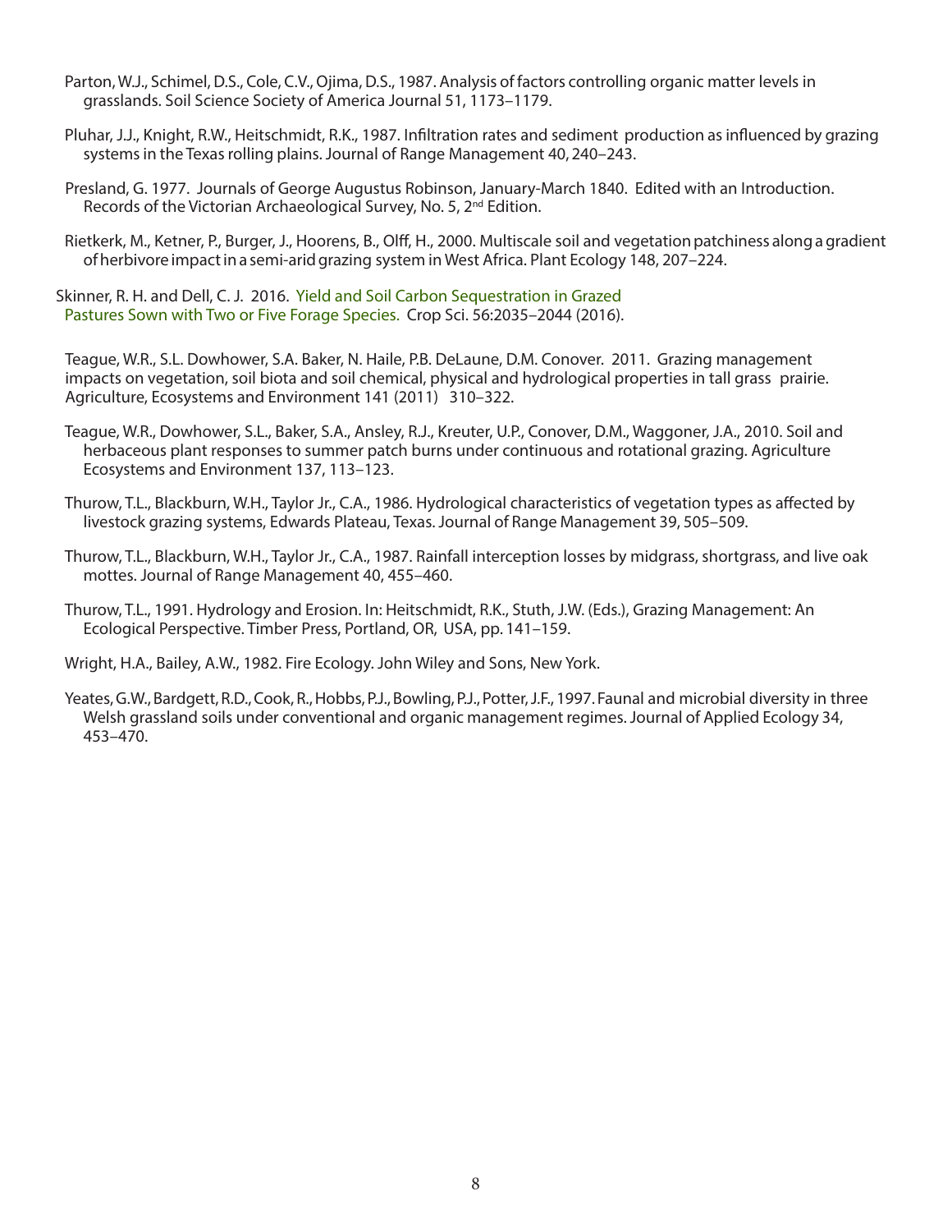Parton, W.J., Schimel, D.S., Cole, C.V., Ojima, D.S., 1987. Analysis of factors controlling organic matter levels in grasslands. Soil Science Society of America Journal 51, 1173–1179.

Pluhar, J.J., Knight, R.W., Heitschmidt, R.K., 1987. Infiltration rates and sediment production as influenced by grazing systems in the Texas rolling plains. Journal of Range Management 40, 240–243.

Presland, G. 1977. Journals of George Augustus Robinson, January-March 1840. Edited with an Introduction. Records of the Victorian Archaeological Survey, No. 5, 2nd Edition.

Rietkerk, M., Ketner, P., Burger, J., Hoorens, B., Olff, H., 2000. Multiscale soil and vegetation patchiness along a gradient of herbivore impact in a semi-arid grazing system in West Africa. Plant Ecology 148, 207–224.

Skinner, R. H. and Dell, C. J. 2016. Yield and Soil Carbon Sequestration in Grazed Pastures Sown with Two or Five Forage Species. Crop Sci. 56:2035–2044 (2016).

Teague, W.R., S.L. Dowhower, S.A. Baker, N. Haile, P.B. DeLaune, D.M. Conover. 2011. Grazing management impacts on vegetation, soil biota and soil chemical, physical and hydrological properties in tall grass prairie. Agriculture, Ecosystems and Environment 141 (2011) 310–322.

Teague, W.R., Dowhower, S.L., Baker, S.A., Ansley, R.J., Kreuter, U.P., Conover, D.M., Waggoner, J.A., 2010. Soil and herbaceous plant responses to summer patch burns under continuous and rotational grazing. Agriculture Ecosystems and Environment 137, 113–123.

Thurow, T.L., Blackburn, W.H., Taylor Jr., C.A., 1986. Hydrological characteristics of vegetation types as affected by livestock grazing systems, Edwards Plateau, Texas. Journal of Range Management 39, 505–509.

Thurow, T.L., Blackburn, W.H., Taylor Jr., C.A., 1987. Rainfall interception losses by midgrass, shortgrass, and live oak mottes. Journal of Range Management 40, 455–460.

Thurow, T.L., 1991. Hydrology and Erosion. In: Heitschmidt, R.K., Stuth, J.W. (Eds.), Grazing Management: An Ecological Perspective. Timber Press, Portland, OR, USA, pp. 141–159.

Wright, H.A., Bailey, A.W., 1982. Fire Ecology. John Wiley and Sons, New York.

Yeates, G.W., Bardgett, R.D., Cook, R., Hobbs, P.J., Bowling, P.J., Potter, J.F., 1997. Faunal and microbial diversity in three Welsh grassland soils under conventional and organic management regimes. Journal of Applied Ecology 34, 453–470.